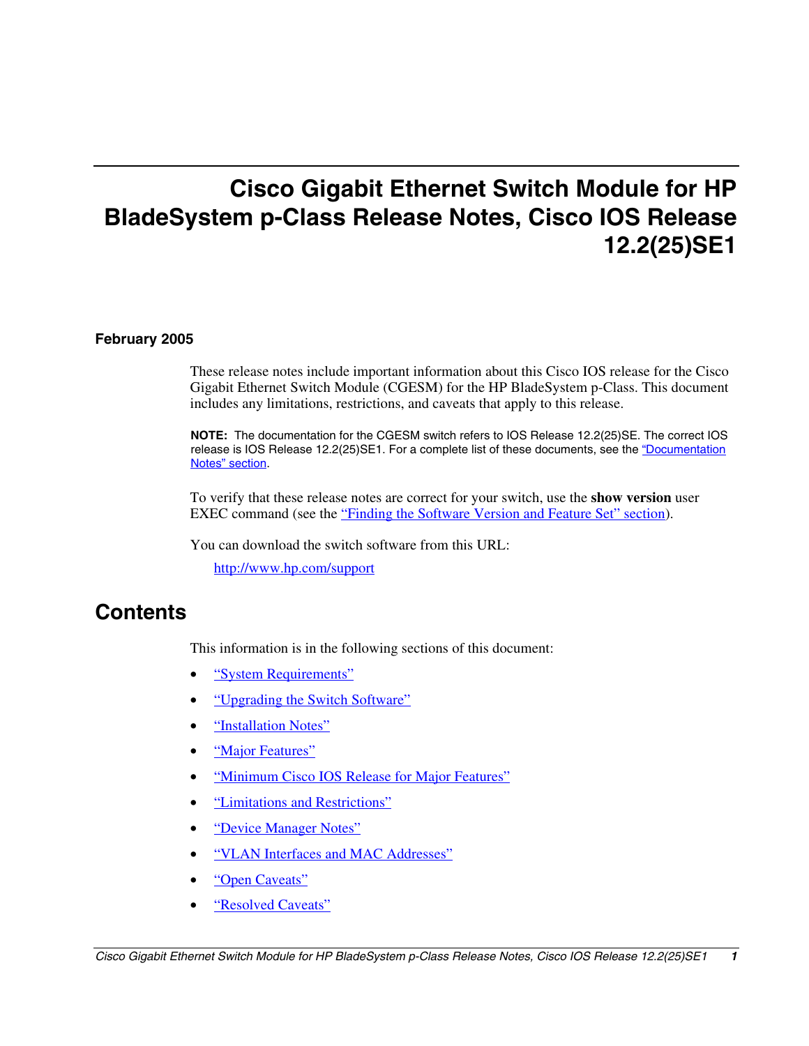# Cisco Gigabit Ethernet Switch Module for HP BladeSystem p-Class Release Notes, Cisco IOS Release 12.2(25)SE1

**February 2005**

These release notes include important information about this Cisco IOS release for the Cisco Gigabit Ethernet Switch Module (CGESM) for the HP BladeSystem p-Class. This document includes any limitations, restrictions, and caveats that apply to this release.

**NOTE:** The documentation for the CGESM switch refers to IOS Release 12.2(25)SE. The correct IOS release is IOS Release 12.2(25)SE1. For a complete list of these documents, see the "Documentation Notes" section.

To verify that these release notes are correct for your switch, use the **show version** user EXEC command (see the "Finding the Software Version and Feature Set" section).

You can download the switch software from this URL:

http://www.hp.com/support

## Contents

This information is in the following sections of this document:

- "System Requirements"
- "Upgrading the Switch Software"
- "Installation Notes"
- "Major Features"
- "Minimum Cisco IOS Release for Major Features"
- "Limitations and Restrictions"
- "Device Manager Notes"
- "VLAN Interfaces and MAC Addresses"
- "Open Caveats"
- "Resolved Caveats"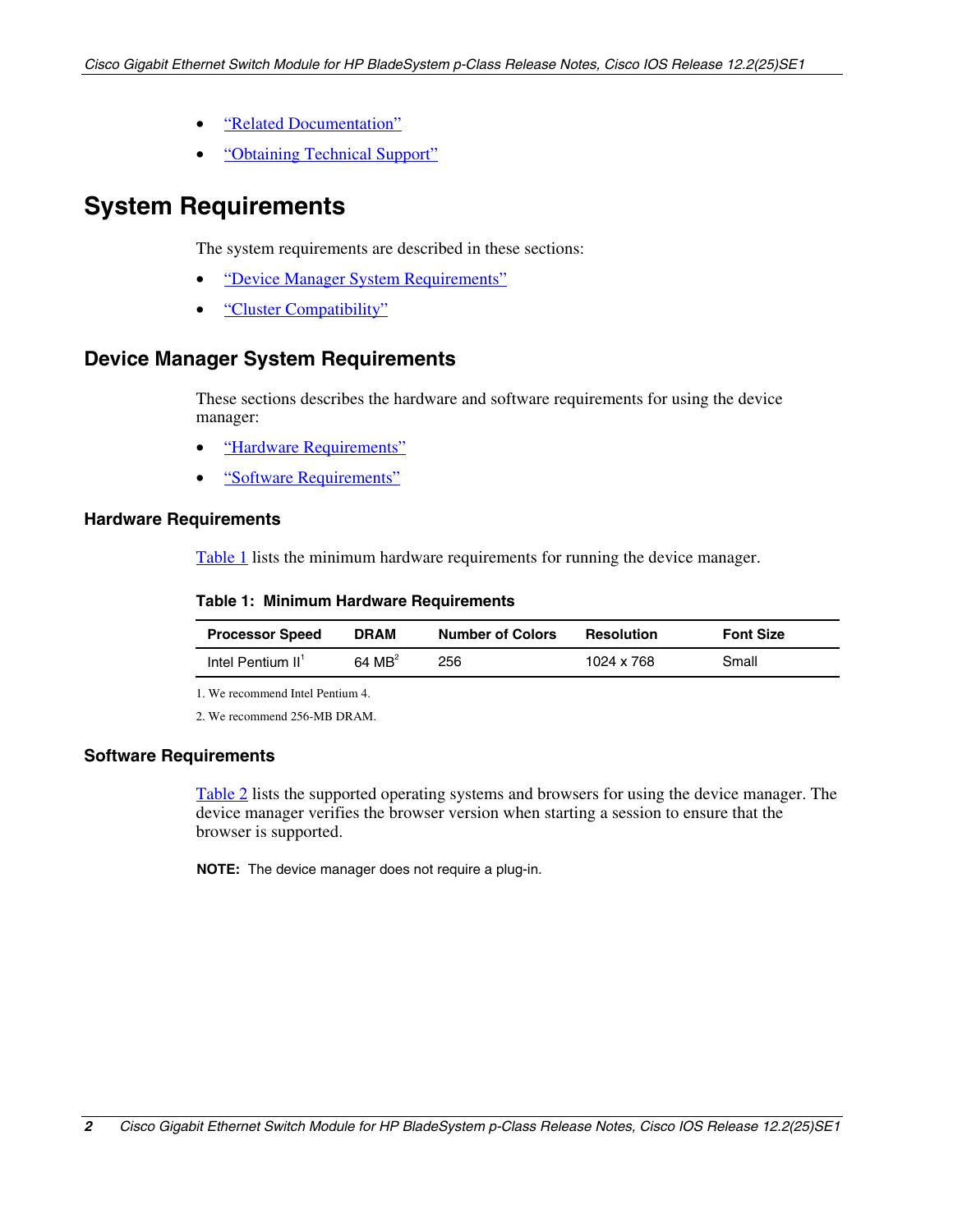- “Related Documentation”
- “Obtaining Technical Support”

# System Requirements

The system requirements are described in these sections:

- “Device Manager System Requirements”
- “Cluster Compatibility”

## Device Manager System Requirements

These sections describes the hardware and software requirements for using the device manager:

- “Hardware Requirements”
- “Software Requirements”

### Hardware Requirements

Table 1 lists the minimum hardware requirements for running the device manager.

**Table 1: Minimum Hardware Requirements**

| Processor Speed | DRAM | Number of Colors | Resolution | Font Size |
|---|---|---|---|---|
| Intel Pentium II[1] | 64 MB[2] | 256 | 1024 x 768 | Small |

1. We recommend Intel Pentium 4.

2. We recommend 256-MB DRAM.

### Software Requirements

Table 2 lists the supported operating systems and browsers for using the device manager. The device manager verifies the browser version when starting a session to ensure that the browser is supported.

**NOTE:** The device manager does not require a plug-in.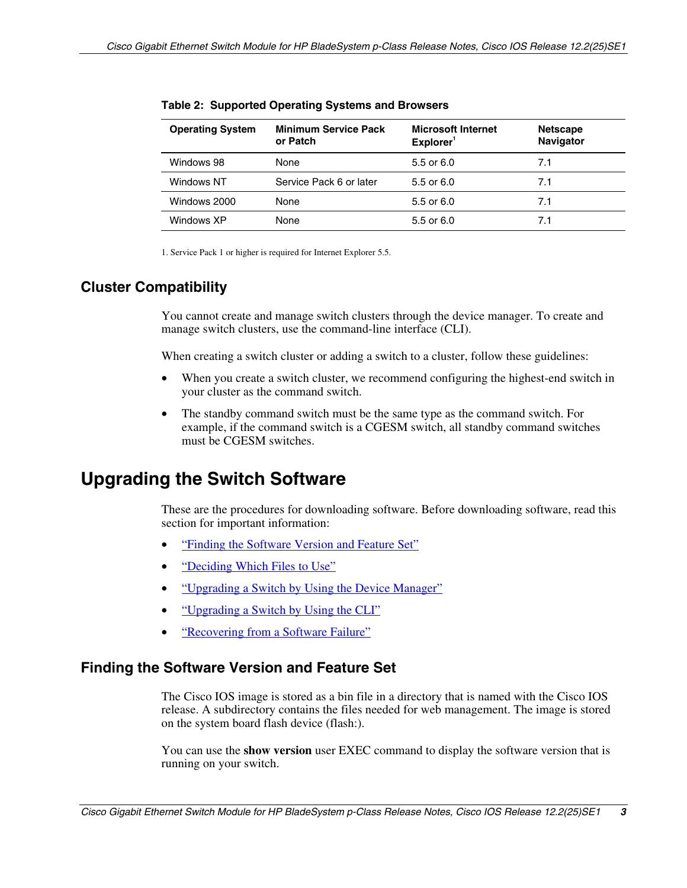**Table 2: Supported Operating Systems and Browsers**

| Operating System | Minimum Service Pack or Patch | Microsoft Internet Explorer[1] | Netscape Navigator |
| --- | --- | --- | --- |
| Windows 98 | None | 5.5 or 6.0 | 7.1 |
| Windows NT | Service Pack 6 or later | 5.5 or 6.0 | 7.1 |
| Windows 2000 | None | 5.5 or 6.0 | 7.1 |
| Windows XP | None | 5.5 or 6.0 | 7.1 |

1. Service Pack 1 or higher is required for Internet Explorer 5.5.

## Cluster Compatibility

You cannot create and manage switch clusters through the device manager. To create and manage switch clusters, use the command-line interface (CLI).

When creating a switch cluster or adding a switch to a cluster, follow these guidelines:

- When you create a switch cluster, we recommend configuring the highest-end switch in your cluster as the command switch.
- The standby command switch must be the same type as the command switch. For example, if the command switch is a CGESM switch, all standby command switches must be CGESM switches.

# Upgrading the Switch Software

These are the procedures for downloading software. Before downloading software, read this section for important information:

- "Finding the Software Version and Feature Set"
- "Deciding Which Files to Use"
- "Upgrading a Switch by Using the Device Manager"
- "Upgrading a Switch by Using the CLI"
- "Recovering from a Software Failure"

## Finding the Software Version and Feature Set

The Cisco IOS image is stored as a bin file in a directory that is named with the Cisco IOS release. A subdirectory contains the files needed for web management. The image is stored on the system board flash device (flash:).

You can use the **show version** user EXEC command to display the software version that is running on your switch.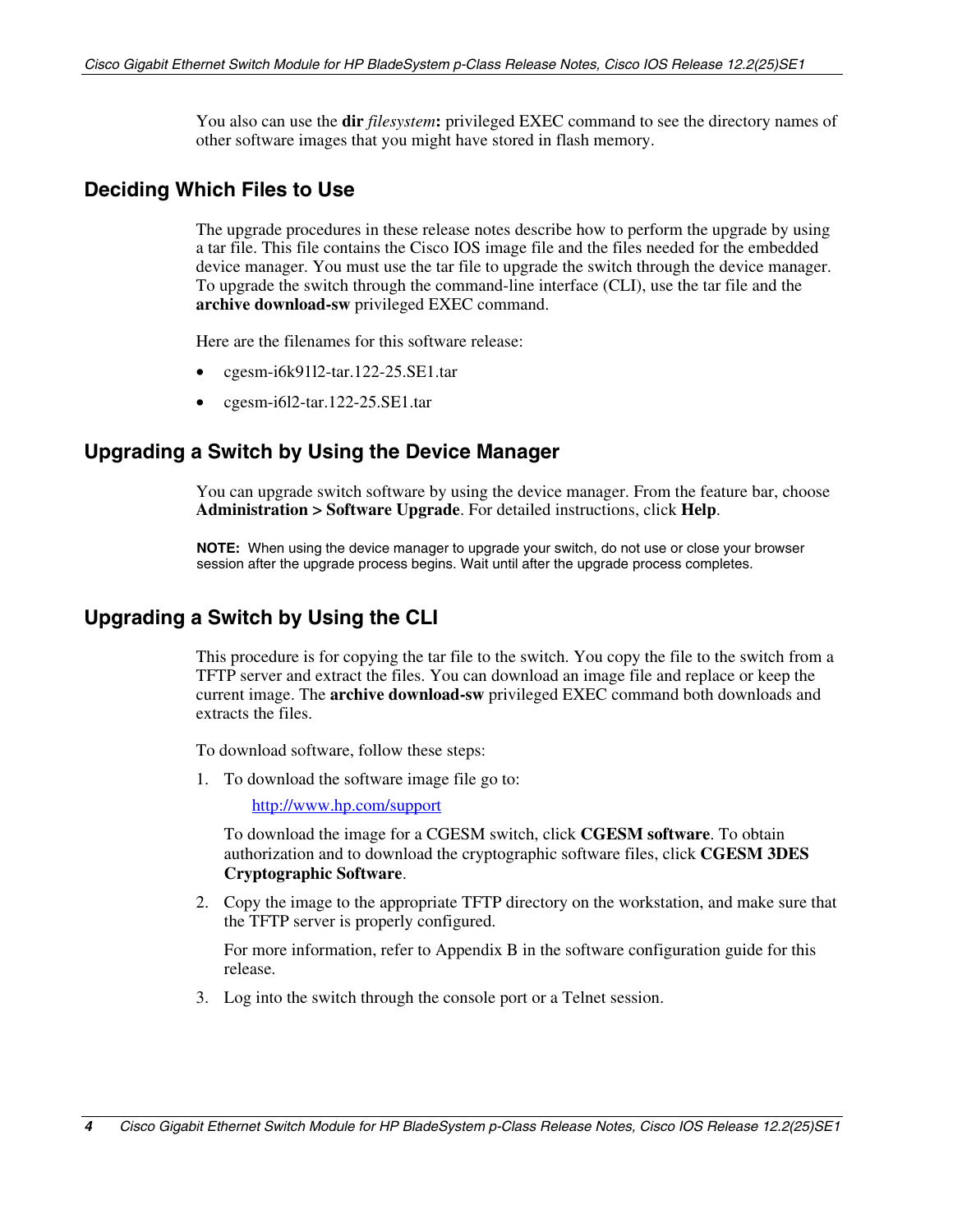You also can use the **dir** *filesystem***:** privileged EXEC command to see the directory names of other software images that you might have stored in flash memory.

## Deciding Which Files to Use

The upgrade procedures in these release notes describe how to perform the upgrade by using a tar file. This file contains the Cisco IOS image file and the files needed for the embedded device manager. You must use the tar file to upgrade the switch through the device manager. To upgrade the switch through the command-line interface (CLI), use the tar file and the **archive download-sw** privileged EXEC command.

Here are the filenames for this software release:

- cgesm-i6k91l2-tar.122-25.SE1.tar
- cgesm-i6l2-tar.122-25.SE1.tar

## Upgrading a Switch by Using the Device Manager

You can upgrade switch software by using the device manager. From the feature bar, choose **Administration > Software Upgrade**. For detailed instructions, click **Help**.

**NOTE:** When using the device manager to upgrade your switch, do not use or close your browser session after the upgrade process begins. Wait until after the upgrade process completes.

## Upgrading a Switch by Using the CLI

This procedure is for copying the tar file to the switch. You copy the file to the switch from a TFTP server and extract the files. You can download an image file and replace or keep the current image. The **archive download-sw** privileged EXEC command both downloads and extracts the files.

To download software, follow these steps:

1. To download the software image file go to:

   http://www.hp.com/support

   To download the image for a CGESM switch, click **CGESM software**. To obtain authorization and to download the cryptographic software files, click **CGESM 3DES Cryptographic Software**.

2. Copy the image to the appropriate TFTP directory on the workstation, and make sure that the TFTP server is properly configured.

   For more information, refer to Appendix B in the software configuration guide for this release.

3. Log into the switch through the console port or a Telnet session.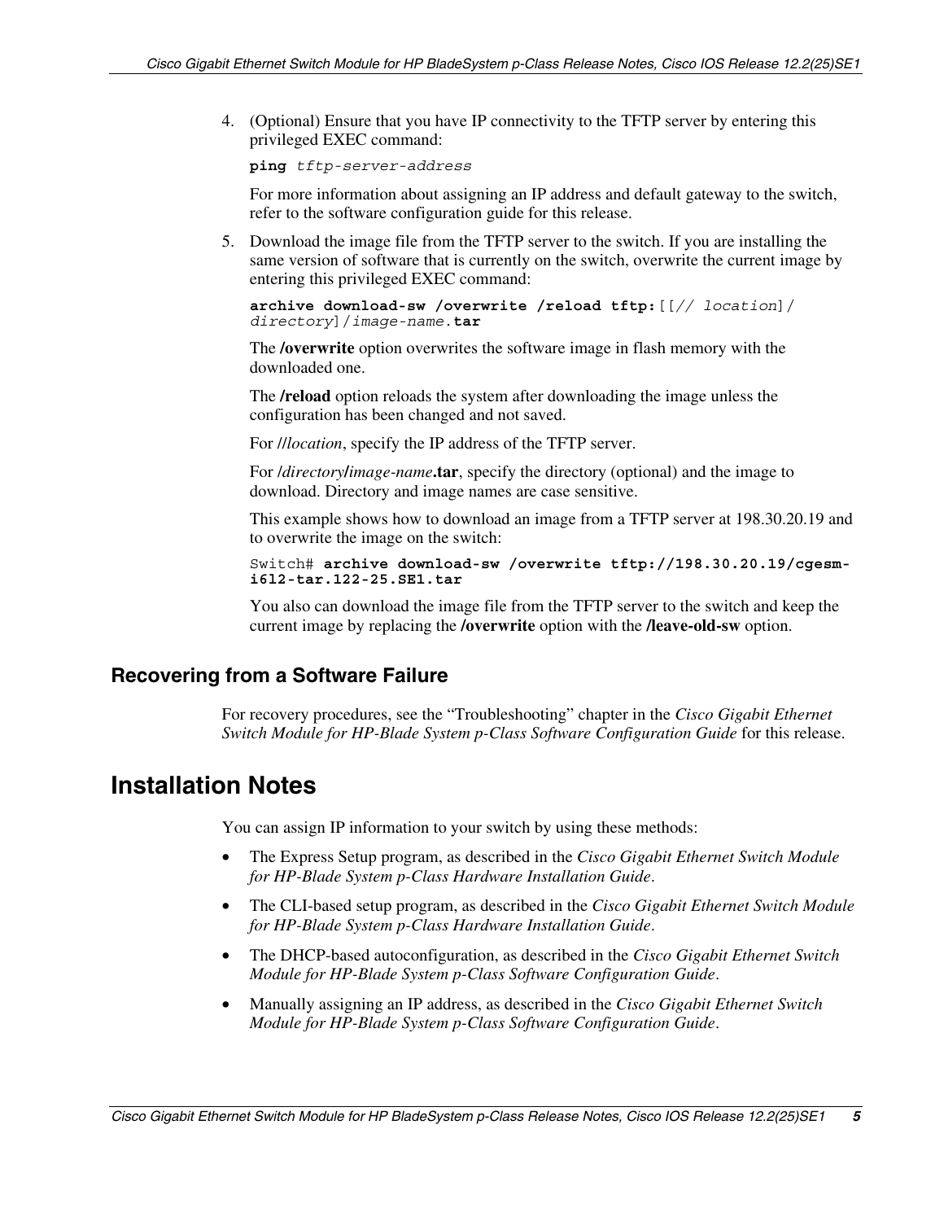4. (Optional) Ensure that you have IP connectivity to the TFTP server by entering this privileged EXEC command:

   **ping** *tftp-server-address*

   For more information about assigning an IP address and default gateway to the switch, refer to the software configuration guide for this release.

5. Download the image file from the TFTP server to the switch. If you are installing the same version of software that is currently on the switch, overwrite the current image by entering this privileged EXEC command:

   **archive download-sw /overwrite /reload tftp:**[[*// location*]/*directory*]/*image-name*.**tar**

   The **/overwrite** option overwrites the software image in flash memory with the downloaded one.

   The **/reload** option reloads the system after downloading the image unless the configuration has been changed and not saved.

   For *//location*, specify the IP address of the TFTP server.

   For */directory***/***image-name***.tar**, specify the directory (optional) and the image to download. Directory and image names are case sensitive.

   This example shows how to download an image from a TFTP server at 198.30.20.19 and to overwrite the image on the switch:

   ```
   Switch# archive download-sw /overwrite tftp://198.30.20.19/cgesm-i6l2-tar.122-25.SE1.tar
   ```

   You also can download the image file from the TFTP server to the switch and keep the current image by replacing the **/overwrite** option with the **/leave-old-sw** option.

## Recovering from a Software Failure

For recovery procedures, see the "Troubleshooting" chapter in the *Cisco Gigabit Ethernet Switch Module for HP-Blade System p-Class Software Configuration Guide* for this release.

# Installation Notes

You can assign IP information to your switch by using these methods:

- The Express Setup program, as described in the *Cisco Gigabit Ethernet Switch Module for HP-Blade System p-Class Hardware Installation Guide*.
- The CLI-based setup program, as described in the *Cisco Gigabit Ethernet Switch Module for HP-Blade System p-Class Hardware Installation Guide*.
- The DHCP-based autoconfiguration, as described in the *Cisco Gigabit Ethernet Switch Module for HP-Blade System p-Class Software Configuration Guide*.
- Manually assigning an IP address, as described in the *Cisco Gigabit Ethernet Switch Module for HP-Blade System p-Class Software Configuration Guide*.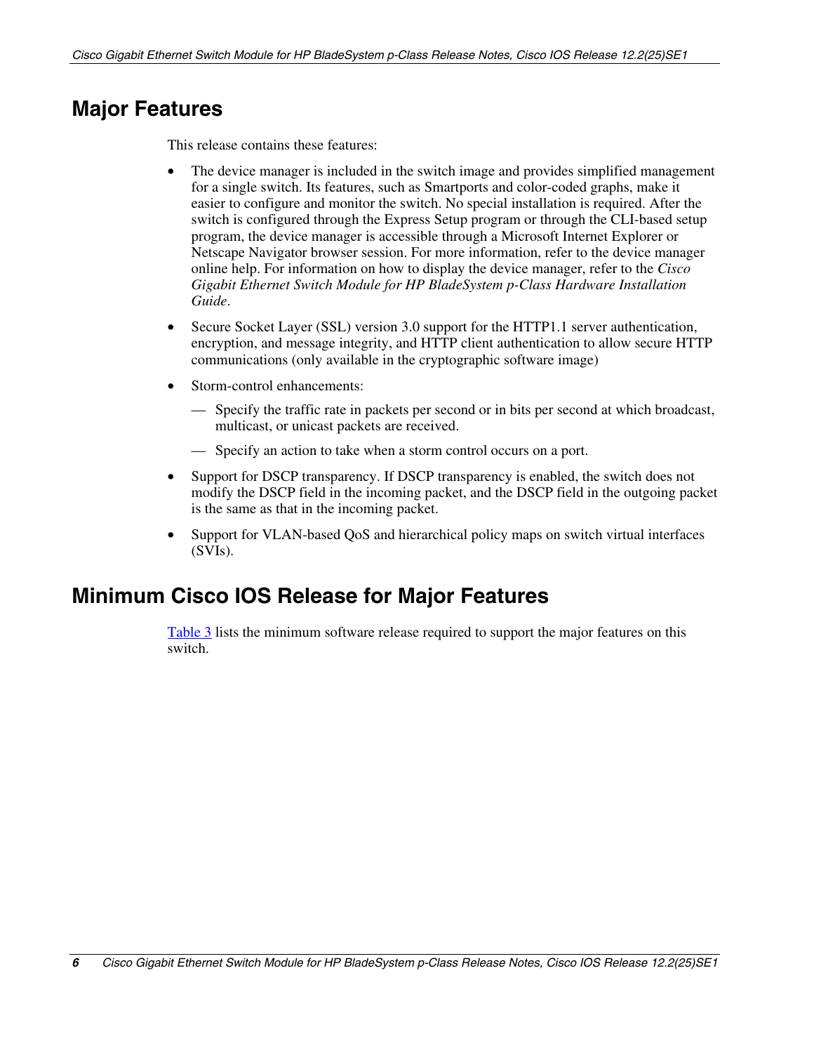## Major Features

This release contains these features:

- The device manager is included in the switch image and provides simplified management for a single switch. Its features, such as Smartports and color-coded graphs, make it easier to configure and monitor the switch. No special installation is required. After the switch is configured through the Express Setup program or through the CLI-based setup program, the device manager is accessible through a Microsoft Internet Explorer or Netscape Navigator browser session. For more information, refer to the device manager online help. For information on how to display the device manager, refer to the *Cisco Gigabit Ethernet Switch Module for HP BladeSystem p-Class Hardware Installation Guide*.
- Secure Socket Layer (SSL) version 3.0 support for the HTTP1.1 server authentication, encryption, and message integrity, and HTTP client authentication to allow secure HTTP communications (only available in the cryptographic software image)
- Storm-control enhancements:
  - Specify the traffic rate in packets per second or in bits per second at which broadcast, multicast, or unicast packets are received.
  - Specify an action to take when a storm control occurs on a port.
- Support for DSCP transparency. If DSCP transparency is enabled, the switch does not modify the DSCP field in the incoming packet, and the DSCP field in the outgoing packet is the same as that in the incoming packet.
- Support for VLAN-based QoS and hierarchical policy maps on switch virtual interfaces (SVIs).

## Minimum Cisco IOS Release for Major Features

Table 3 lists the minimum software release required to support the major features on this switch.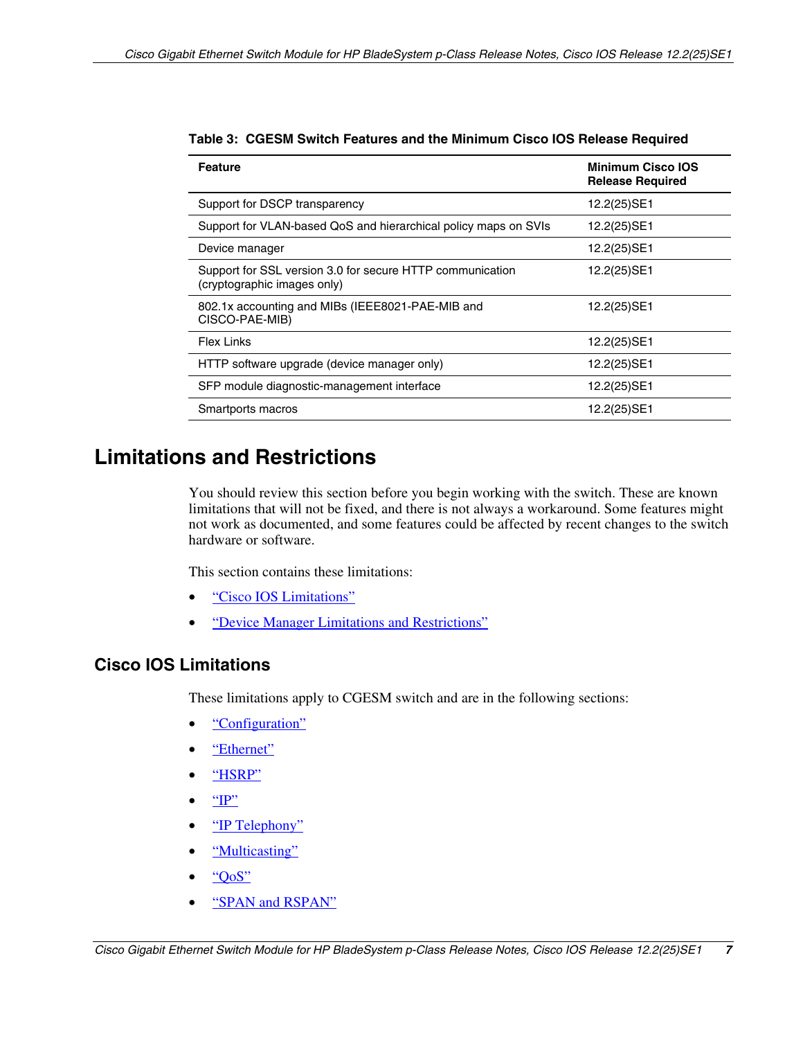**Table 3: CGESM Switch Features and the Minimum Cisco IOS Release Required**

| Feature | Minimum Cisco IOS Release Required |
|---|---|
| Support for DSCP transparency | 12.2(25)SE1 |
| Support for VLAN-based QoS and hierarchical policy maps on SVIs | 12.2(25)SE1 |
| Device manager | 12.2(25)SE1 |
| Support for SSL version 3.0 for secure HTTP communication (cryptographic images only) | 12.2(25)SE1 |
| 802.1x accounting and MIBs (IEEE8021-PAE-MIB and CISCO-PAE-MIB) | 12.2(25)SE1 |
| Flex Links | 12.2(25)SE1 |
| HTTP software upgrade (device manager only) | 12.2(25)SE1 |
| SFP module diagnostic-management interface | 12.2(25)SE1 |
| Smartports macros | 12.2(25)SE1 |

# Limitations and Restrictions

You should review this section before you begin working with the switch. These are known limitations that will not be fixed, and there is not always a workaround. Some features might not work as documented, and some features could be affected by recent changes to the switch hardware or software.

This section contains these limitations:

- "Cisco IOS Limitations"
- "Device Manager Limitations and Restrictions"

## Cisco IOS Limitations

These limitations apply to CGESM switch and are in the following sections:

- "Configuration"
- "Ethernet"
- "HSRP"
- "IP"
- "IP Telephony"
- "Multicasting"
- "QoS"
- "SPAN and RSPAN"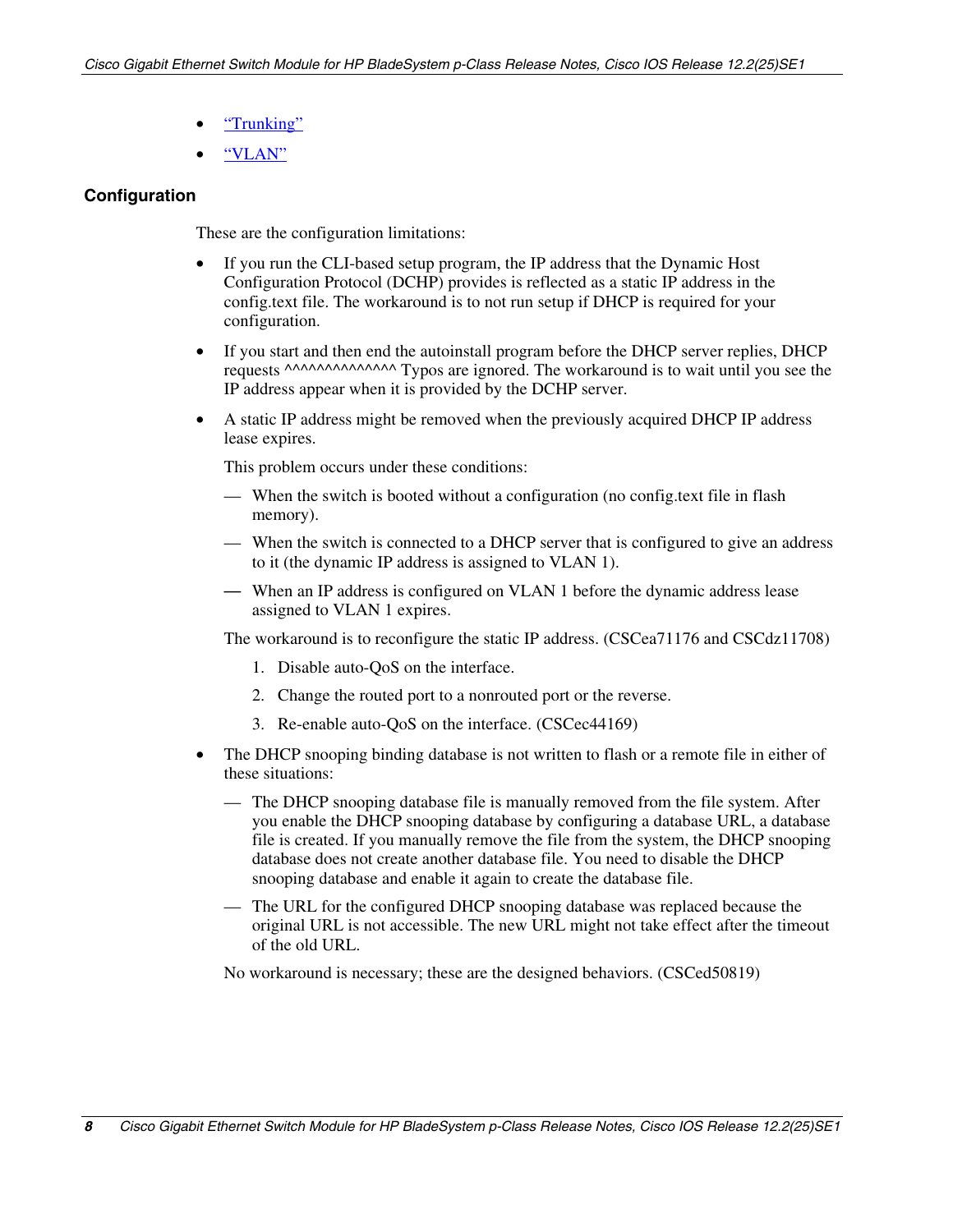- “Trunking”
- “VLAN”

### Configuration

These are the configuration limitations:

- If you run the CLI-based setup program, the IP address that the Dynamic Host Configuration Protocol (DCHP) provides is reflected as a static IP address in the config.text file. The workaround is to not run setup if DHCP is required for your configuration.
- If you start and then end the autoinstall program before the DHCP server replies, DHCP requests ^^^^^^^^^^^^^^ Typos are ignored. The workaround is to wait until you see the IP address appear when it is provided by the DCHP server.
- A static IP address might be removed when the previously acquired DHCP IP address lease expires.

  This problem occurs under these conditions:

  — When the switch is booted without a configuration (no config.text file in flash memory).

  — When the switch is connected to a DHCP server that is configured to give an address to it (the dynamic IP address is assigned to VLAN 1).

  — When an IP address is configured on VLAN 1 before the dynamic address lease assigned to VLAN 1 expires.

  The workaround is to reconfigure the static IP address. (CSCea71176 and CSCdz11708)

  1. Disable auto-QoS on the interface.
  2. Change the routed port to a nonrouted port or the reverse.
  3. Re-enable auto-QoS on the interface. (CSCec44169)

- The DHCP snooping binding database is not written to flash or a remote file in either of these situations:

  — The DHCP snooping database file is manually removed from the file system. After you enable the DHCP snooping database by configuring a database URL, a database file is created. If you manually remove the file from the system, the DHCP snooping database does not create another database file. You need to disable the DHCP snooping database and enable it again to create the database file.

  — The URL for the configured DHCP snooping database was replaced because the original URL is not accessible. The new URL might not take effect after the timeout of the old URL.

  No workaround is necessary; these are the designed behaviors. (CSCed50819)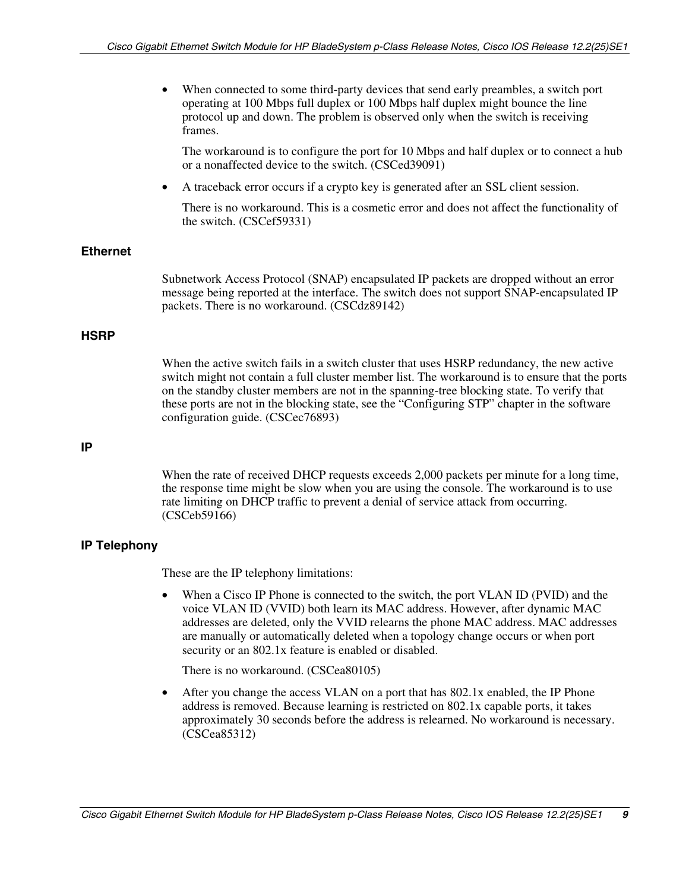- When connected to some third-party devices that send early preambles, a switch port operating at 100 Mbps full duplex or 100 Mbps half duplex might bounce the line protocol up and down. The problem is observed only when the switch is receiving frames.

  The workaround is to configure the port for 10 Mbps and half duplex or to connect a hub or a nonaffected device to the switch. (CSCed39091)

- A traceback error occurs if a crypto key is generated after an SSL client session.

  There is no workaround. This is a cosmetic error and does not affect the functionality of the switch. (CSCef59331)

### Ethernet

Subnetwork Access Protocol (SNAP) encapsulated IP packets are dropped without an error message being reported at the interface. The switch does not support SNAP-encapsulated IP packets. There is no workaround. (CSCdz89142)

### HSRP

When the active switch fails in a switch cluster that uses HSRP redundancy, the new active switch might not contain a full cluster member list. The workaround is to ensure that the ports on the standby cluster members are not in the spanning-tree blocking state. To verify that these ports are not in the blocking state, see the "Configuring STP" chapter in the software configuration guide. (CSCec76893)

### IP

When the rate of received DHCP requests exceeds 2,000 packets per minute for a long time, the response time might be slow when you are using the console. The workaround is to use rate limiting on DHCP traffic to prevent a denial of service attack from occurring. (CSCeb59166)

### IP Telephony

These are the IP telephony limitations:

- When a Cisco IP Phone is connected to the switch, the port VLAN ID (PVID) and the voice VLAN ID (VVID) both learn its MAC address. However, after dynamic MAC addresses are deleted, only the VVID relearns the phone MAC address. MAC addresses are manually or automatically deleted when a topology change occurs or when port security or an 802.1x feature is enabled or disabled.

  There is no workaround. (CSCea80105)

- After you change the access VLAN on a port that has 802.1x enabled, the IP Phone address is removed. Because learning is restricted on 802.1x capable ports, it takes approximately 30 seconds before the address is relearned. No workaround is necessary. (CSCea85312)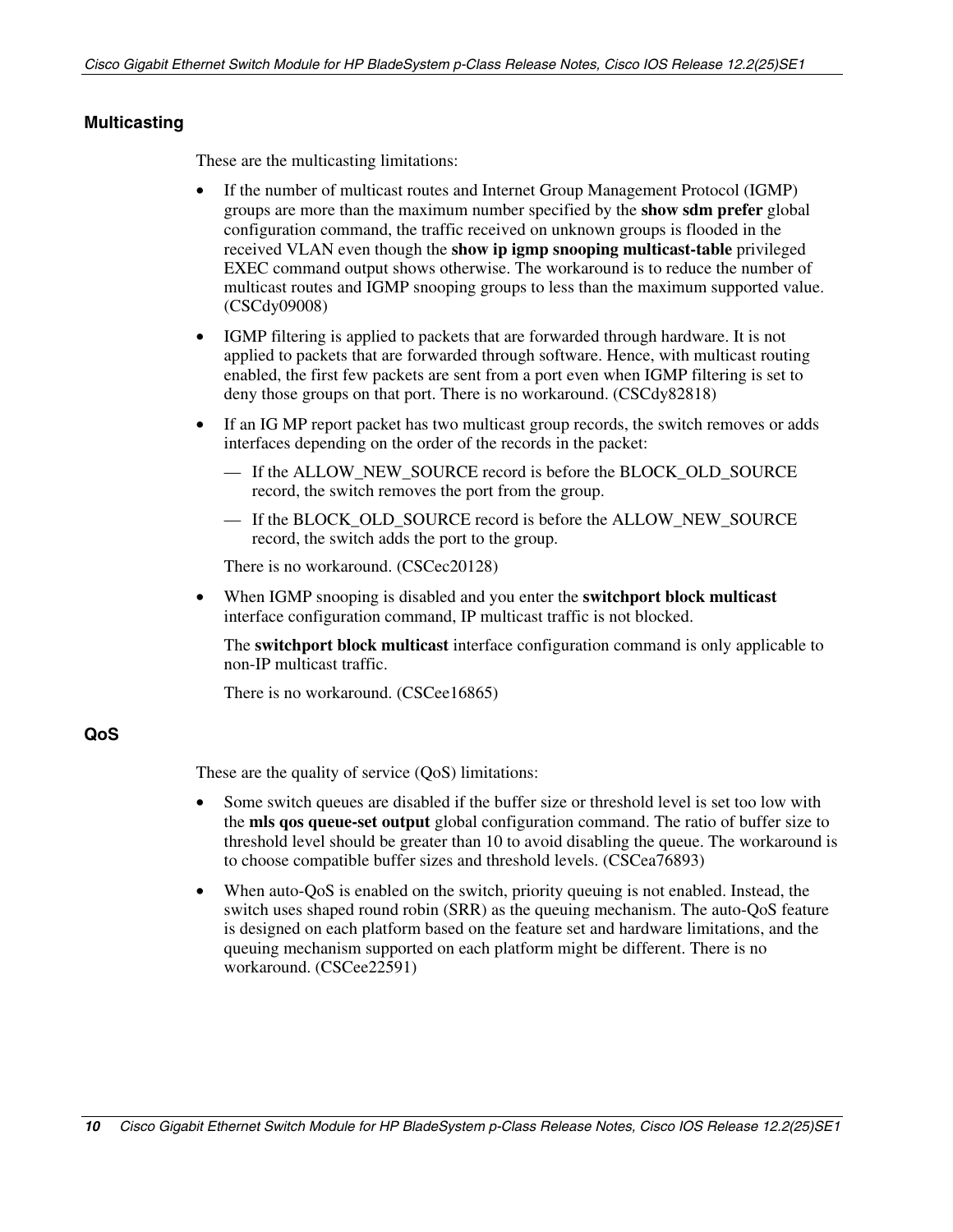### Multicasting

These are the multicasting limitations:

- If the number of multicast routes and Internet Group Management Protocol (IGMP) groups are more than the maximum number specified by the **show sdm prefer** global configuration command, the traffic received on unknown groups is flooded in the received VLAN even though the **show ip igmp snooping multicast-table** privileged EXEC command output shows otherwise. The workaround is to reduce the number of multicast routes and IGMP snooping groups to less than the maximum supported value. (CSCdy09008)
- IGMP filtering is applied to packets that are forwarded through hardware. It is not applied to packets that are forwarded through software. Hence, with multicast routing enabled, the first few packets are sent from a port even when IGMP filtering is set to deny those groups on that port. There is no workaround. (CSCdy82818)
- If an IG MP report packet has two multicast group records, the switch removes or adds interfaces depending on the order of the records in the packet:
  - If the ALLOW_NEW_SOURCE record is before the BLOCK_OLD_SOURCE record, the switch removes the port from the group.
  - If the BLOCK_OLD_SOURCE record is before the ALLOW_NEW_SOURCE record, the switch adds the port to the group.

  There is no workaround. (CSCec20128)
- When IGMP snooping is disabled and you enter the **switchport block multicast** interface configuration command, IP multicast traffic is not blocked.

  The **switchport block multicast** interface configuration command is only applicable to non-IP multicast traffic.

  There is no workaround. (CSCee16865)

### QoS

These are the quality of service (QoS) limitations:

- Some switch queues are disabled if the buffer size or threshold level is set too low with the **mls qos queue-set output** global configuration command. The ratio of buffer size to threshold level should be greater than 10 to avoid disabling the queue. The workaround is to choose compatible buffer sizes and threshold levels. (CSCea76893)
- When auto-QoS is enabled on the switch, priority queuing is not enabled. Instead, the switch uses shaped round robin (SRR) as the queuing mechanism. The auto-QoS feature is designed on each platform based on the feature set and hardware limitations, and the queuing mechanism supported on each platform might be different. There is no workaround. (CSCee22591)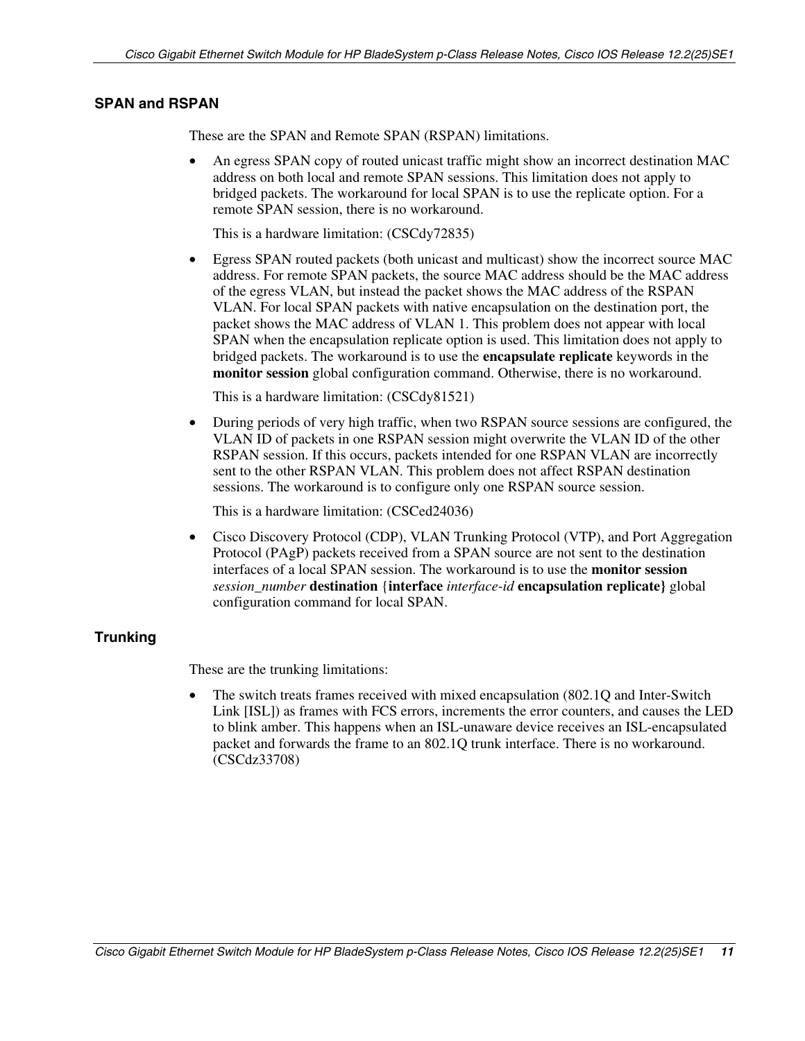### SPAN and RSPAN

These are the SPAN and Remote SPAN (RSPAN) limitations.

- An egress SPAN copy of routed unicast traffic might show an incorrect destination MAC address on both local and remote SPAN sessions. This limitation does not apply to bridged packets. The workaround for local SPAN is to use the replicate option. For a remote SPAN session, there is no workaround.

  This is a hardware limitation: (CSCdy72835)

- Egress SPAN routed packets (both unicast and multicast) show the incorrect source MAC address. For remote SPAN packets, the source MAC address should be the MAC address of the egress VLAN, but instead the packet shows the MAC address of the RSPAN VLAN. For local SPAN packets with native encapsulation on the destination port, the packet shows the MAC address of VLAN 1. This problem does not appear with local SPAN when the encapsulation replicate option is used. This limitation does not apply to bridged packets. The workaround is to use the **encapsulate replicate** keywords in the **monitor session** global configuration command. Otherwise, there is no workaround.

  This is a hardware limitation: (CSCdy81521)

- During periods of very high traffic, when two RSPAN source sessions are configured, the VLAN ID of packets in one RSPAN session might overwrite the VLAN ID of the other RSPAN session. If this occurs, packets intended for one RSPAN VLAN are incorrectly sent to the other RSPAN VLAN. This problem does not affect RSPAN destination sessions. The workaround is to configure only one RSPAN source session.

  This is a hardware limitation: (CSCed24036)

- Cisco Discovery Protocol (CDP), VLAN Trunking Protocol (VTP), and Port Aggregation Protocol (PAgP) packets received from a SPAN source are not sent to the destination interfaces of a local SPAN session. The workaround is to use the **monitor session** *session_number* **destination** {**interface** *interface-id* **encapsulation replicate**} global configuration command for local SPAN.

### Trunking

These are the trunking limitations:

- The switch treats frames received with mixed encapsulation (802.1Q and Inter-Switch Link [ISL]) as frames with FCS errors, increments the error counters, and causes the LED to blink amber. This happens when an ISL-unaware device receives an ISL-encapsulated packet and forwards the frame to an 802.1Q trunk interface. There is no workaround. (CSCdz33708)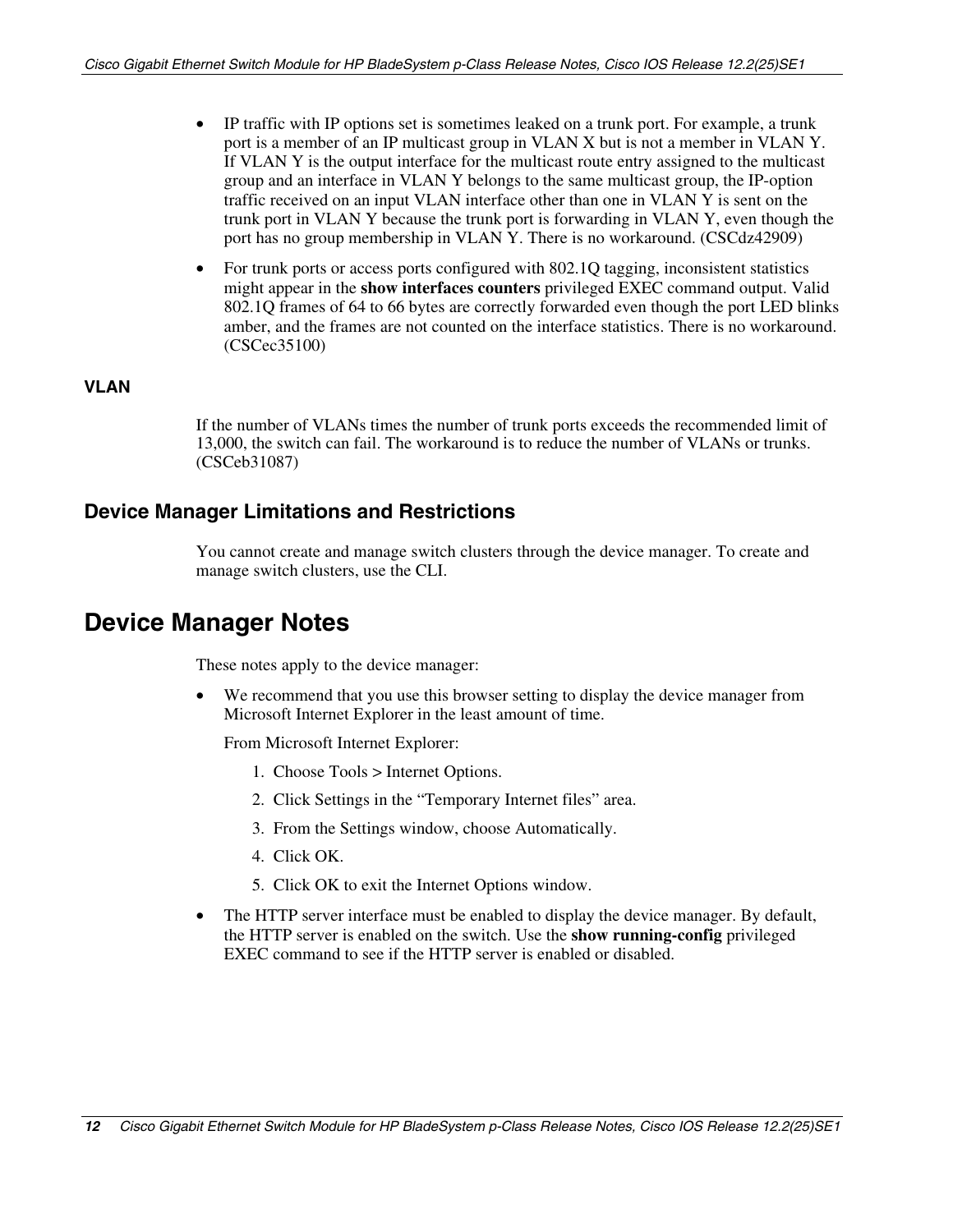- IP traffic with IP options set is sometimes leaked on a trunk port. For example, a trunk port is a member of an IP multicast group in VLAN X but is not a member in VLAN Y. If VLAN Y is the output interface for the multicast route entry assigned to the multicast group and an interface in VLAN Y belongs to the same multicast group, the IP-option traffic received on an input VLAN interface other than one in VLAN Y is sent on the trunk port in VLAN Y because the trunk port is forwarding in VLAN Y, even though the port has no group membership in VLAN Y. There is no workaround. (CSCdz42909)
- For trunk ports or access ports configured with 802.1Q tagging, inconsistent statistics might appear in the **show interfaces counters** privileged EXEC command output. Valid 802.1Q frames of 64 to 66 bytes are correctly forwarded even though the port LED blinks amber, and the frames are not counted on the interface statistics. There is no workaround. (CSCec35100)

#### VLAN

If the number of VLANs times the number of trunk ports exceeds the recommended limit of 13,000, the switch can fail. The workaround is to reduce the number of VLANs or trunks. (CSCeb31087)

### Device Manager Limitations and Restrictions

You cannot create and manage switch clusters through the device manager. To create and manage switch clusters, use the CLI.

## Device Manager Notes

These notes apply to the device manager:

- We recommend that you use this browser setting to display the device manager from Microsoft Internet Explorer in the least amount of time.

  From Microsoft Internet Explorer:

  1. Choose Tools > Internet Options.
  2. Click Settings in the “Temporary Internet files” area.
  3. From the Settings window, choose Automatically.
  4. Click OK.
  5. Click OK to exit the Internet Options window.
- The HTTP server interface must be enabled to display the device manager. By default, the HTTP server is enabled on the switch. Use the **show running-config** privileged EXEC command to see if the HTTP server is enabled or disabled.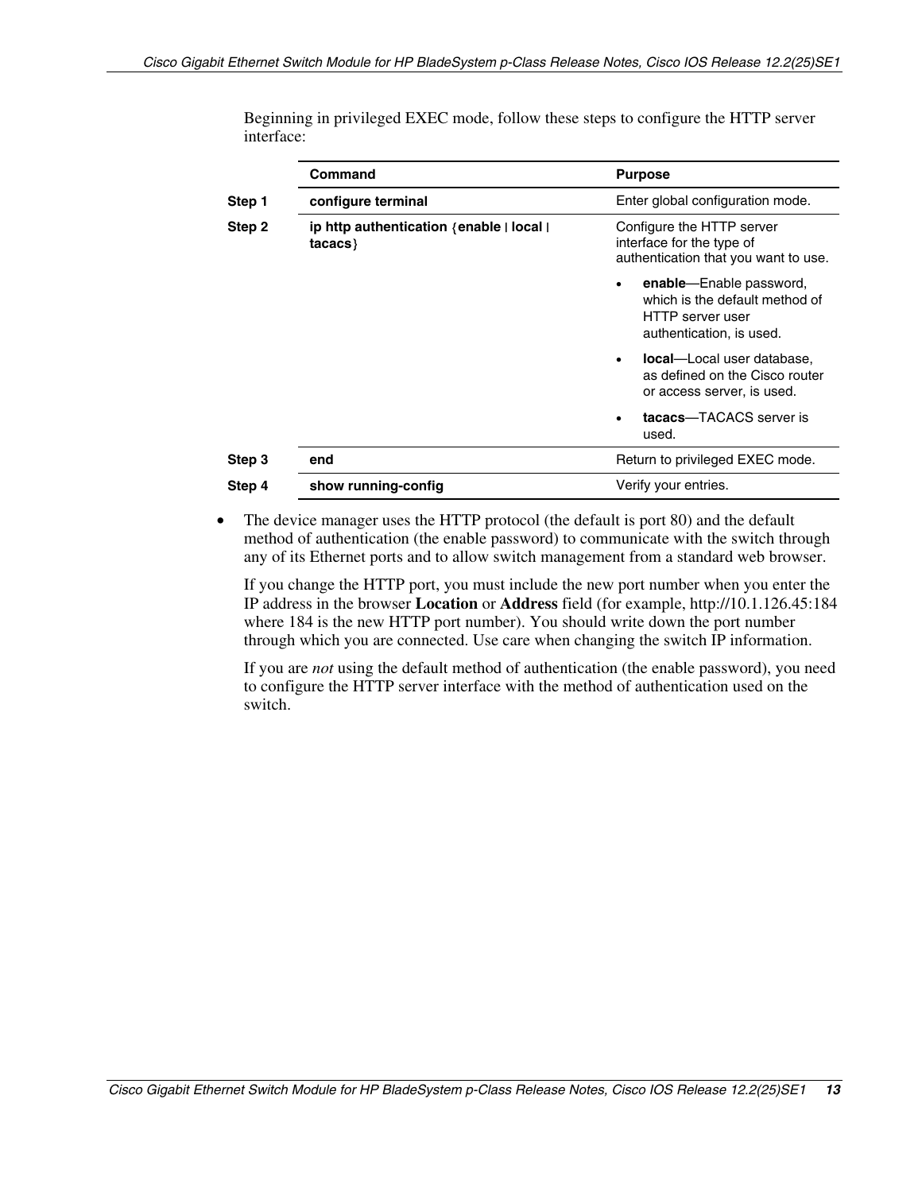Beginning in privileged EXEC mode, follow these steps to configure the HTTP server interface:

| | Command | Purpose |
|---|---|---|
| Step 1 | **configure terminal** | Enter global configuration mode. |
| Step 2 | **ip http authentication** {**enable** \| **local** \| **tacacs**} | Configure the HTTP server interface for the type of authentication that you want to use.<br>• **enable**—Enable password, which is the default method of HTTP server user authentication, is used.<br>• **local**—Local user database, as defined on the Cisco router or access server, is used.<br>• **tacacs**—TACACS server is used. |
| Step 3 | **end** | Return to privileged EXEC mode. |
| Step 4 | **show running-config** | Verify your entries. |

- The device manager uses the HTTP protocol (the default is port 80) and the default method of authentication (the enable password) to communicate with the switch through any of its Ethernet ports and to allow switch management from a standard web browser.

  If you change the HTTP port, you must include the new port number when you enter the IP address in the browser **Location** or **Address** field (for example, http://10.1.126.45:184 where 184 is the new HTTP port number). You should write down the port number through which you are connected. Use care when changing the switch IP information.

  If you are *not* using the default method of authentication (the enable password), you need to configure the HTTP server interface with the method of authentication used on the switch.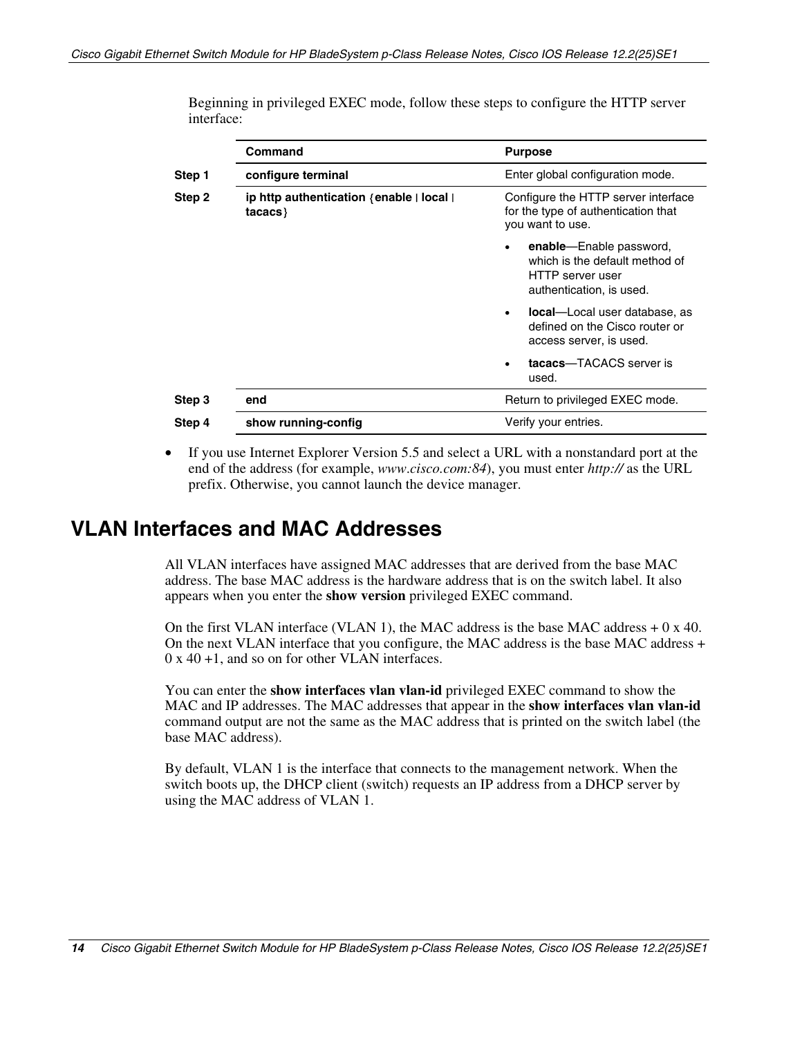Beginning in privileged EXEC mode, follow these steps to configure the HTTP server interface:

| | Command | Purpose |
|---|---|---|
| Step 1 | **configure terminal** | Enter global configuration mode. |
| Step 2 | **ip http authentication** {**enable** \| **local** \| **tacacs**} | Configure the HTTP server interface for the type of authentication that you want to use.<br>• **enable**—Enable password, which is the default method of HTTP server user authentication, is used.<br>• **local**—Local user database, as defined on the Cisco router or access server, is used.<br>• **tacacs**—TACACS server is used. |
| Step 3 | **end** | Return to privileged EXEC mode. |
| Step 4 | **show running-config** | Verify your entries. |

- If you use Internet Explorer Version 5.5 and select a URL with a nonstandard port at the end of the address (for example, *www.cisco.com:84*), you must enter *http://* as the URL prefix. Otherwise, you cannot launch the device manager.

## VLAN Interfaces and MAC Addresses

All VLAN interfaces have assigned MAC addresses that are derived from the base MAC address. The base MAC address is the hardware address that is on the switch label. It also appears when you enter the **show version** privileged EXEC command.

On the first VLAN interface (VLAN 1), the MAC address is the base MAC address + 0 x 40. On the next VLAN interface that you configure, the MAC address is the base MAC address + 0 x 40 +1, and so on for other VLAN interfaces.

You can enter the **show interfaces vlan vlan-id** privileged EXEC command to show the MAC and IP addresses. The MAC addresses that appear in the **show interfaces vlan vlan-id** command output are not the same as the MAC address that is printed on the switch label (the base MAC address).

By default, VLAN 1 is the interface that connects to the management network. When the switch boots up, the DHCP client (switch) requests an IP address from a DHCP server by using the MAC address of VLAN 1.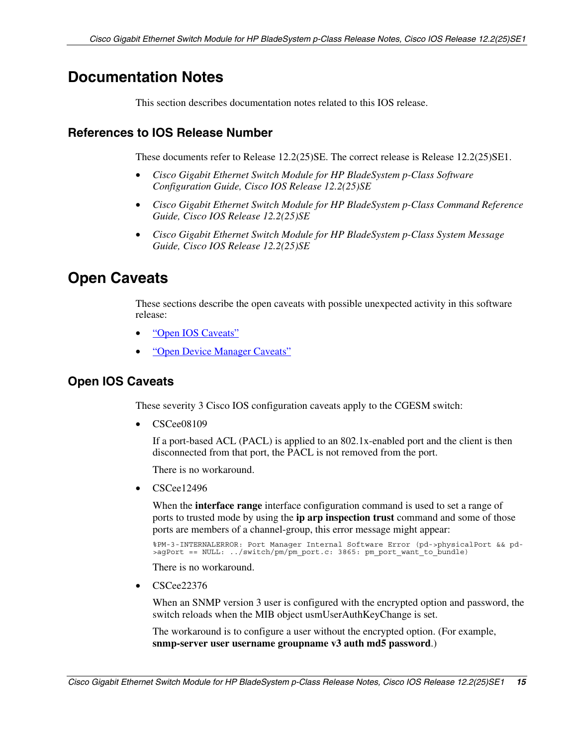# Documentation Notes

This section describes documentation notes related to this IOS release.

## References to IOS Release Number

These documents refer to Release 12.2(25)SE. The correct release is Release 12.2(25)SE1.

- *Cisco Gigabit Ethernet Switch Module for HP BladeSystem p-Class Software Configuration Guide, Cisco IOS Release 12.2(25)SE*
- *Cisco Gigabit Ethernet Switch Module for HP BladeSystem p-Class Command Reference Guide, Cisco IOS Release 12.2(25)SE*
- *Cisco Gigabit Ethernet Switch Module for HP BladeSystem p-Class System Message Guide, Cisco IOS Release 12.2(25)SE*

# Open Caveats

These sections describe the open caveats with possible unexpected activity in this software release:

- "Open IOS Caveats"
- "Open Device Manager Caveats"

## Open IOS Caveats

These severity 3 Cisco IOS configuration caveats apply to the CGESM switch:

- CSCee08109

  If a port-based ACL (PACL) is applied to an 802.1x-enabled port and the client is then disconnected from that port, the PACL is not removed from the port.

  There is no workaround.

- CSCee12496

  When the **interface range** interface configuration command is used to set a range of ports to trusted mode by using the **ip arp inspection trust** command and some of those ports are members of a channel-group, this error message might appear:

  ```
  %PM-3-INTERNALERROR: Port Manager Internal Software Error (pd->physicalPort && pd->agPort == NULL: ../switch/pm/pm_port.c: 3865: pm_port_want_to_bundle)
  ```

  There is no workaround.

- CSCee22376

  When an SNMP version 3 user is configured with the encrypted option and password, the switch reloads when the MIB object usmUserAuthKeyChange is set.

  The workaround is to configure a user without the encrypted option. (For example, **snmp-server user username groupname v3 auth md5 password**.)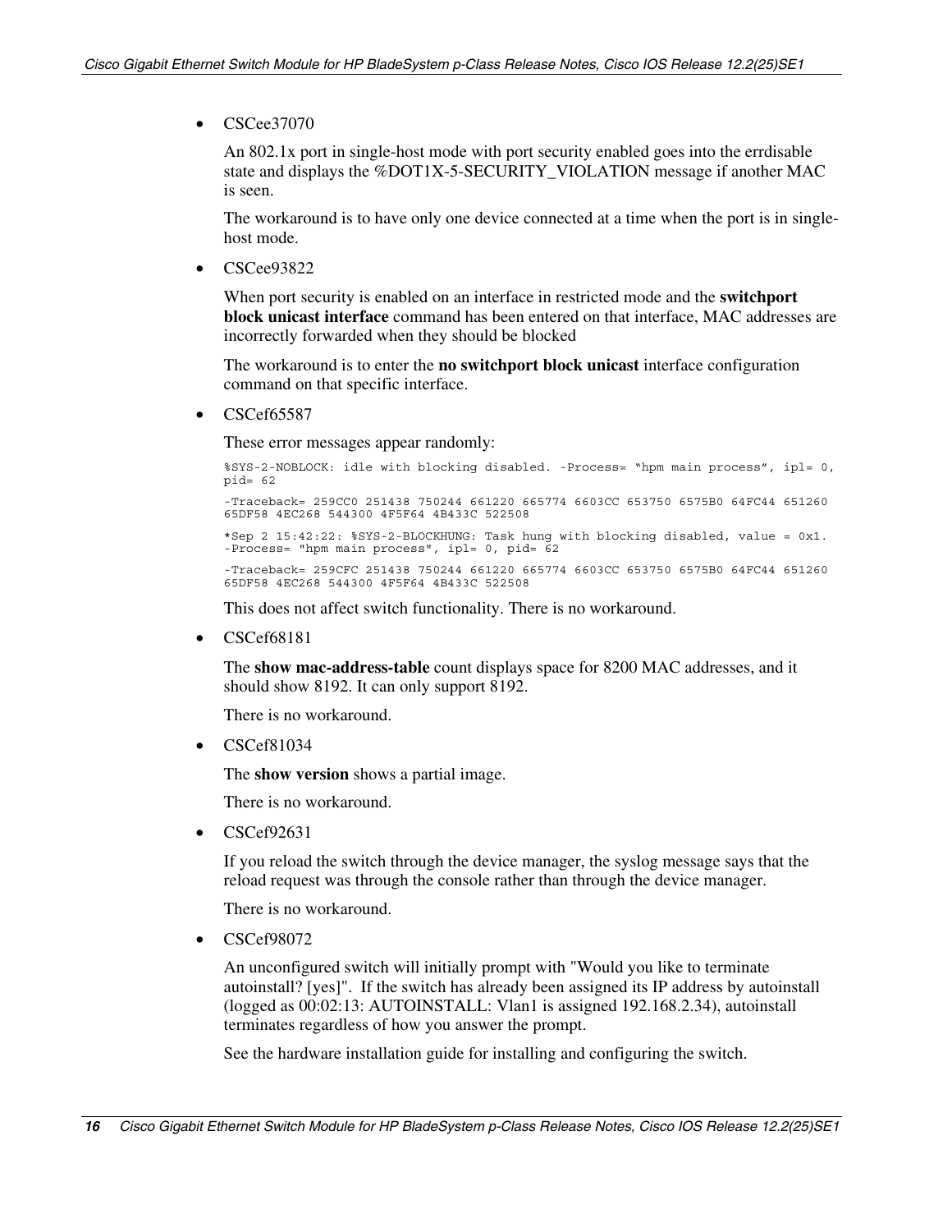- CSCee37070

  An 802.1x port in single-host mode with port security enabled goes into the errdisable state and displays the %DOT1X-5-SECURITY_VIOLATION message if another MAC is seen.

  The workaround is to have only one device connected at a time when the port is in single-host mode.

- CSCee93822

  When port security is enabled on an interface in restricted mode and the **switchport block unicast interface** command has been entered on that interface, MAC addresses are incorrectly forwarded when they should be blocked

  The workaround is to enter the **no switchport block unicast** interface configuration command on that specific interface.

- CSCef65587

  These error messages appear randomly:

  ```
  %SYS-2-NOBLOCK: idle with blocking disabled. -Process= "hpm main process", ipl= 0, pid= 62

  -Traceback= 259CC0 251438 750244 661220 665774 6603CC 653750 6575B0 64FC44 651260 65DF58 4EC268 544300 4F5F64 4B433C 522508

  *Sep 2 15:42:22: %SYS-2-BLOCKHUNG: Task hung with blocking disabled, value = 0x1. -Process= "hpm main process", ipl= 0, pid= 62

  -Traceback= 259CFC 251438 750244 661220 665774 6603CC 653750 6575B0 64FC44 651260 65DF58 4EC268 544300 4F5F64 4B433C 522508
  ```

  This does not affect switch functionality. There is no workaround.

- CSCef68181

  The **show mac-address-table** count displays space for 8200 MAC addresses, and it should show 8192. It can only support 8192.

  There is no workaround.

- CSCef81034

  The **show version** shows a partial image.

  There is no workaround.

- CSCef92631

  If you reload the switch through the device manager, the syslog message says that the reload request was through the console rather than through the device manager.

  There is no workaround.

- CSCef98072

  An unconfigured switch will initially prompt with "Would you like to terminate autoinstall? [yes]". If the switch has already been assigned its IP address by autoinstall (logged as 00:02:13: AUTOINSTALL: Vlan1 is assigned 192.168.2.34), autoinstall terminates regardless of how you answer the prompt.

  See the hardware installation guide for installing and configuring the switch.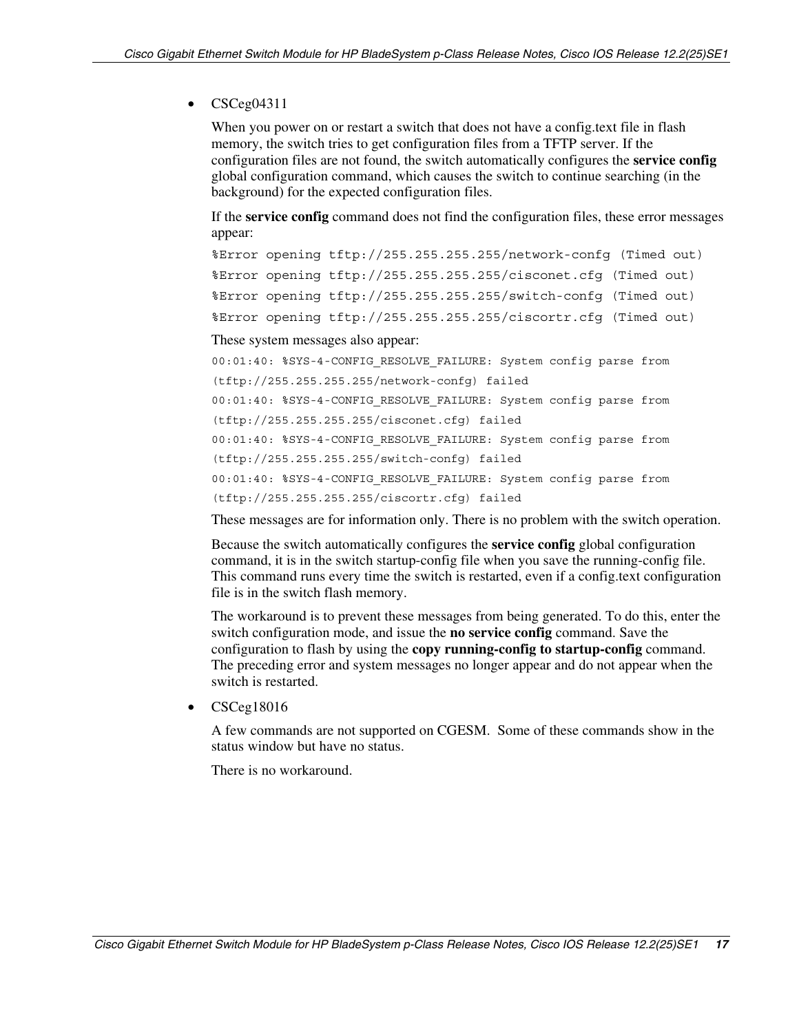- CSCeg04311

  When you power on or restart a switch that does not have a config.text file in flash memory, the switch tries to get configuration files from a TFTP server. If the configuration files are not found, the switch automatically configures the **service config** global configuration command, which causes the switch to continue searching (in the background) for the expected configuration files.

  If the **service config** command does not find the configuration files, these error messages appear:

  ```
  %Error opening tftp://255.255.255.255/network-confg (Timed out)
  %Error opening tftp://255.255.255.255/cisconet.cfg (Timed out)
  %Error opening tftp://255.255.255.255/switch-confg (Timed out)
  %Error opening tftp://255.255.255.255/ciscortr.cfg (Timed out)
  ```

  These system messages also appear:

  ```
  00:01:40: %SYS-4-CONFIG_RESOLVE_FAILURE: System config parse from
  (tftp://255.255.255.255/network-confg) failed
  00:01:40: %SYS-4-CONFIG_RESOLVE_FAILURE: System config parse from
  (tftp://255.255.255.255/cisconet.cfg) failed
  00:01:40: %SYS-4-CONFIG_RESOLVE_FAILURE: System config parse from
  (tftp://255.255.255.255/switch-confg) failed
  00:01:40: %SYS-4-CONFIG_RESOLVE_FAILURE: System config parse from
  (tftp://255.255.255.255/ciscortr.cfg) failed
  ```

  These messages are for information only. There is no problem with the switch operation.

  Because the switch automatically configures the **service config** global configuration command, it is in the switch startup-config file when you save the running-config file. This command runs every time the switch is restarted, even if a config.text configuration file is in the switch flash memory.

  The workaround is to prevent these messages from being generated. To do this, enter the switch configuration mode, and issue the **no service config** command. Save the configuration to flash by using the **copy running-config to startup-config** command. The preceding error and system messages no longer appear and do not appear when the switch is restarted.

- CSCeg18016

  A few commands are not supported on CGESM. Some of these commands show in the status window but have no status.

  There is no workaround.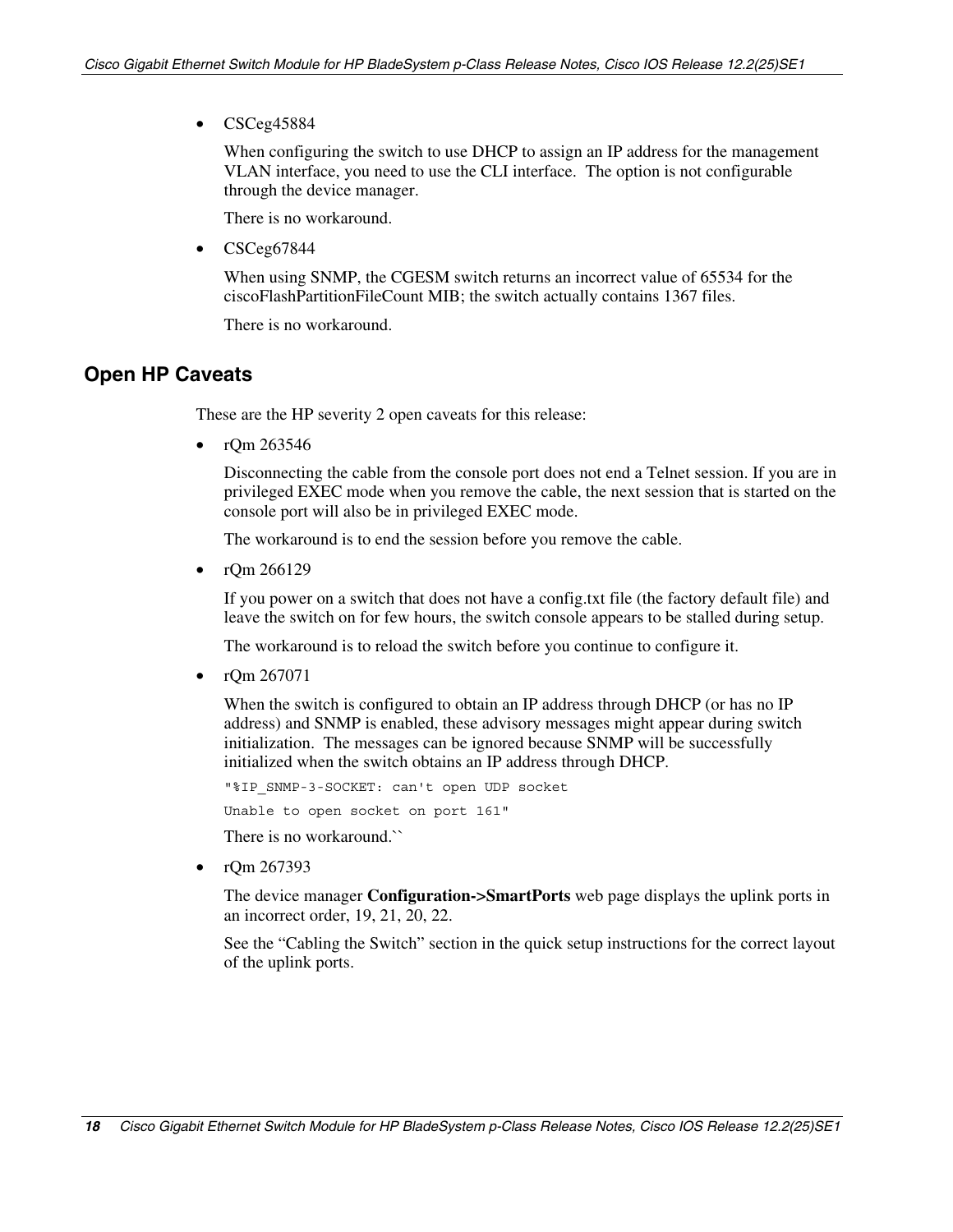- CSCeg45884

  When configuring the switch to use DHCP to assign an IP address for the management VLAN interface, you need to use the CLI interface. The option is not configurable through the device manager.

  There is no workaround.

- CSCeg67844

  When using SNMP, the CGESM switch returns an incorrect value of 65534 for the ciscoFlashPartitionFileCount MIB; the switch actually contains 1367 files.

  There is no workaround.

## Open HP Caveats

These are the HP severity 2 open caveats for this release:

- rQm 263546

  Disconnecting the cable from the console port does not end a Telnet session. If you are in privileged EXEC mode when you remove the cable, the next session that is started on the console port will also be in privileged EXEC mode.

  The workaround is to end the session before you remove the cable.

- rQm 266129

  If you power on a switch that does not have a config.txt file (the factory default file) and leave the switch on for few hours, the switch console appears to be stalled during setup.

  The workaround is to reload the switch before you continue to configure it.

- rQm 267071

  When the switch is configured to obtain an IP address through DHCP (or has no IP address) and SNMP is enabled, these advisory messages might appear during switch initialization. The messages can be ignored because SNMP will be successfully initialized when the switch obtains an IP address through DHCP.

  ```
  "%IP_SNMP-3-SOCKET: can't open UDP socket
  Unable to open socket on port 161"
  ```

  There is no workaround.``

- rQm 267393

  The device manager **Configuration->SmartPorts** web page displays the uplink ports in an incorrect order, 19, 21, 20, 22.

  See the “Cabling the Switch” section in the quick setup instructions for the correct layout of the uplink ports.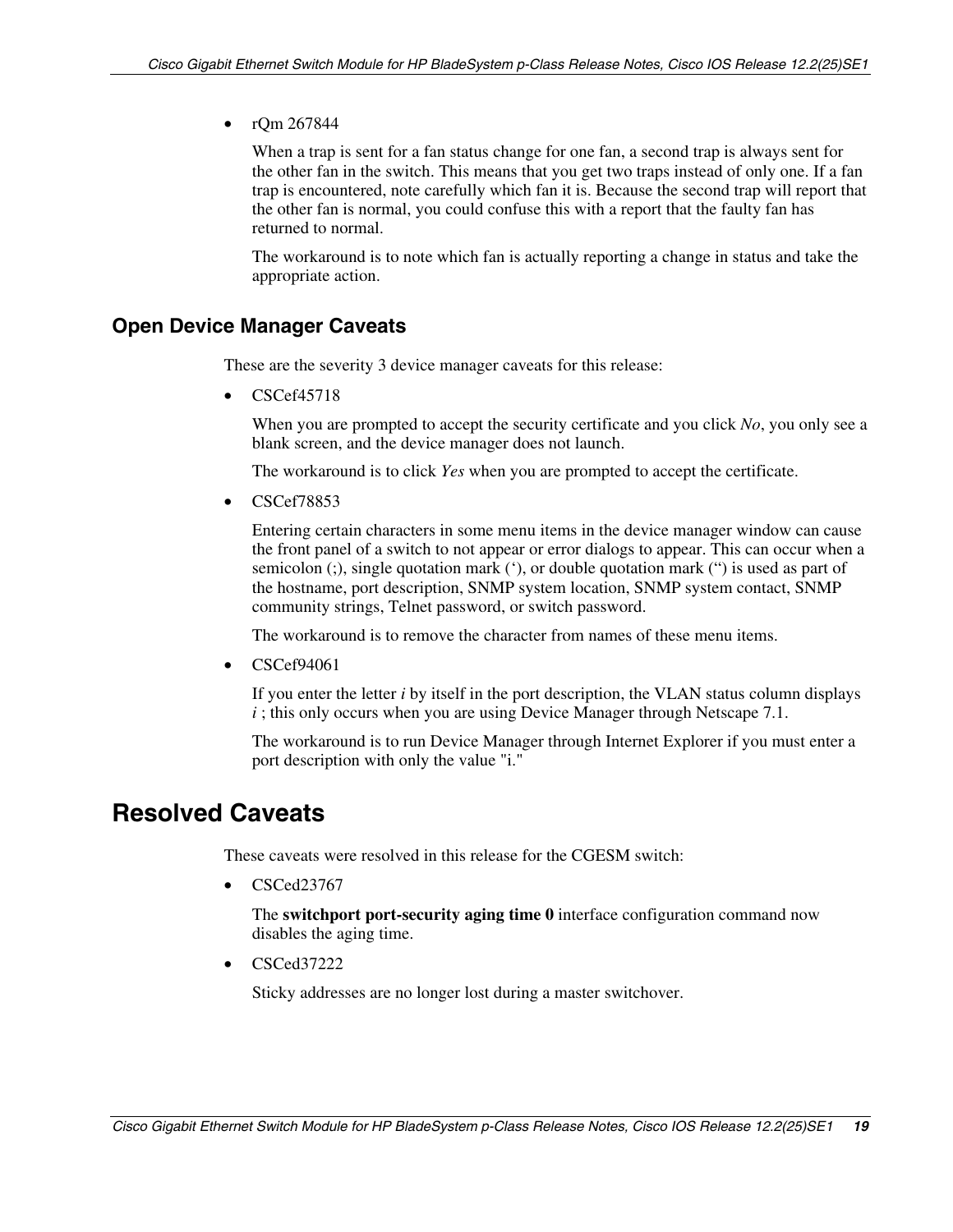- rQm 267844

  When a trap is sent for a fan status change for one fan, a second trap is always sent for the other fan in the switch. This means that you get two traps instead of only one. If a fan trap is encountered, note carefully which fan it is. Because the second trap will report that the other fan is normal, you could confuse this with a report that the faulty fan has returned to normal.

  The workaround is to note which fan is actually reporting a change in status and take the appropriate action.

### Open Device Manager Caveats

These are the severity 3 device manager caveats for this release:

- CSCef45718

  When you are prompted to accept the security certificate and you click *No*, you only see a blank screen, and the device manager does not launch.

  The workaround is to click *Yes* when you are prompted to accept the certificate.

- CSCef78853

  Entering certain characters in some menu items in the device manager window can cause the front panel of a switch to not appear or error dialogs to appear. This can occur when a semicolon (;), single quotation mark (‘), or double quotation mark (“) is used as part of the hostname, port description, SNMP system location, SNMP system contact, SNMP community strings, Telnet password, or switch password.

  The workaround is to remove the character from names of these menu items.

- CSCef94061

  If you enter the letter *i* by itself in the port description, the VLAN status column displays *i* ; this only occurs when you are using Device Manager through Netscape 7.1.

  The workaround is to run Device Manager through Internet Explorer if you must enter a port description with only the value "i."

## Resolved Caveats

These caveats were resolved in this release for the CGESM switch:

- CSCed23767

  The **switchport port-security aging time 0** interface configuration command now disables the aging time.

- CSCed37222

  Sticky addresses are no longer lost during a master switchover.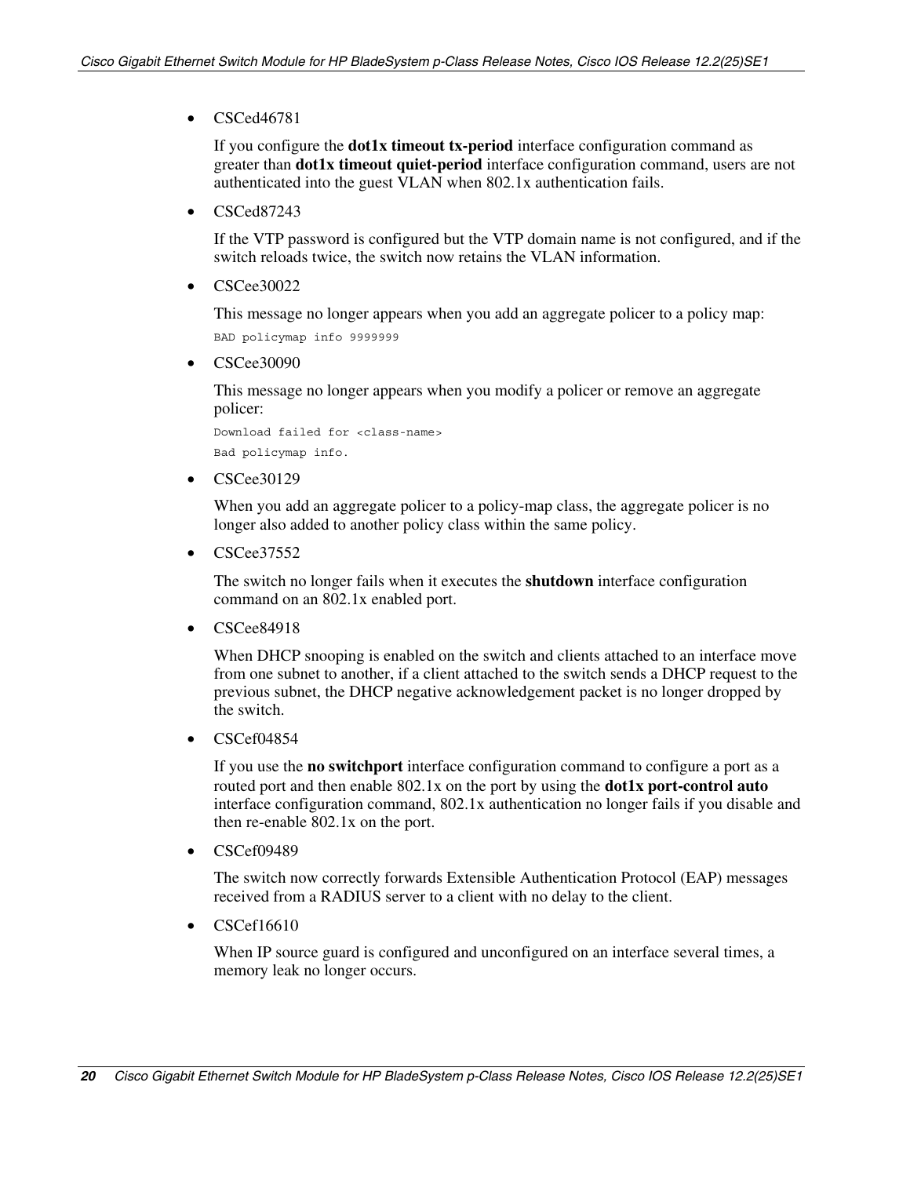- CSCed46781

  If you configure the **dot1x timeout tx-period** interface configuration command as greater than **dot1x timeout quiet-period** interface configuration command, users are not authenticated into the guest VLAN when 802.1x authentication fails.

- CSCed87243

  If the VTP password is configured but the VTP domain name is not configured, and if the switch reloads twice, the switch now retains the VLAN information.

- CSCee30022

  This message no longer appears when you add an aggregate policer to a policy map:

  ```
  BAD policymap info 9999999
  ```

- CSCee30090

  This message no longer appears when you modify a policer or remove an aggregate policer:

  ```
  Download failed for <class-name>
  Bad policymap info.
  ```

- CSCee30129

  When you add an aggregate policer to a policy-map class, the aggregate policer is no longer also added to another policy class within the same policy.

- CSCee37552

  The switch no longer fails when it executes the **shutdown** interface configuration command on an 802.1x enabled port.

- CSCee84918

  When DHCP snooping is enabled on the switch and clients attached to an interface move from one subnet to another, if a client attached to the switch sends a DHCP request to the previous subnet, the DHCP negative acknowledgement packet is no longer dropped by the switch.

- CSCef04854

  If you use the **no switchport** interface configuration command to configure a port as a routed port and then enable 802.1x on the port by using the **dot1x port-control auto** interface configuration command, 802.1x authentication no longer fails if you disable and then re-enable 802.1x on the port.

- CSCef09489

  The switch now correctly forwards Extensible Authentication Protocol (EAP) messages received from a RADIUS server to a client with no delay to the client.

- CSCef16610

  When IP source guard is configured and unconfigured on an interface several times, a memory leak no longer occurs.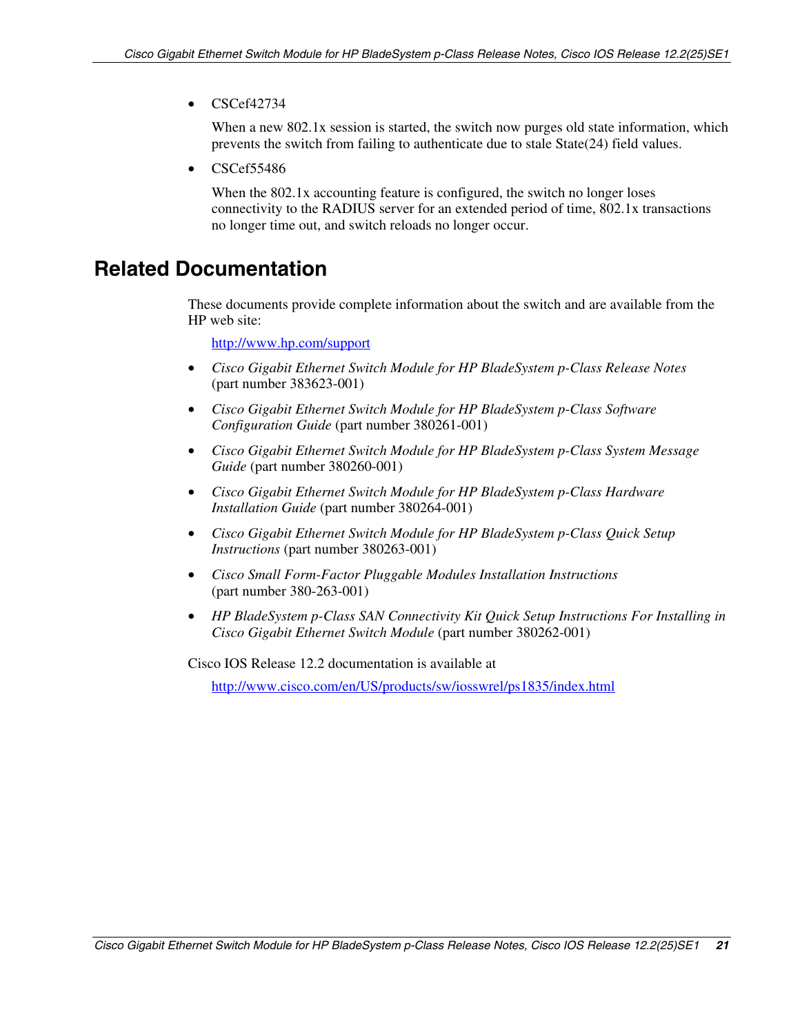- CSCef42734

  When a new 802.1x session is started, the switch now purges old state information, which prevents the switch from failing to authenticate due to stale State(24) field values.

- CSCef55486

  When the 802.1x accounting feature is configured, the switch no longer loses connectivity to the RADIUS server for an extended period of time, 802.1x transactions no longer time out, and switch reloads no longer occur.

## Related Documentation

These documents provide complete information about the switch and are available from the HP web site:

http://www.hp.com/support

- *Cisco Gigabit Ethernet Switch Module for HP BladeSystem p-Class Release Notes* (part number 383623-001)
- *Cisco Gigabit Ethernet Switch Module for HP BladeSystem p-Class Software Configuration Guide* (part number 380261-001)
- *Cisco Gigabit Ethernet Switch Module for HP BladeSystem p-Class System Message Guide* (part number 380260-001)
- *Cisco Gigabit Ethernet Switch Module for HP BladeSystem p-Class Hardware Installation Guide* (part number 380264-001)
- *Cisco Gigabit Ethernet Switch Module for HP BladeSystem p-Class Quick Setup Instructions* (part number 380263-001)
- *Cisco Small Form-Factor Pluggable Modules Installation Instructions* (part number 380-263-001)
- *HP BladeSystem p-Class SAN Connectivity Kit Quick Setup Instructions For Installing in Cisco Gigabit Ethernet Switch Module* (part number 380262-001)

Cisco IOS Release 12.2 documentation is available at

http://www.cisco.com/en/US/products/sw/iosswrel/ps1835/index.html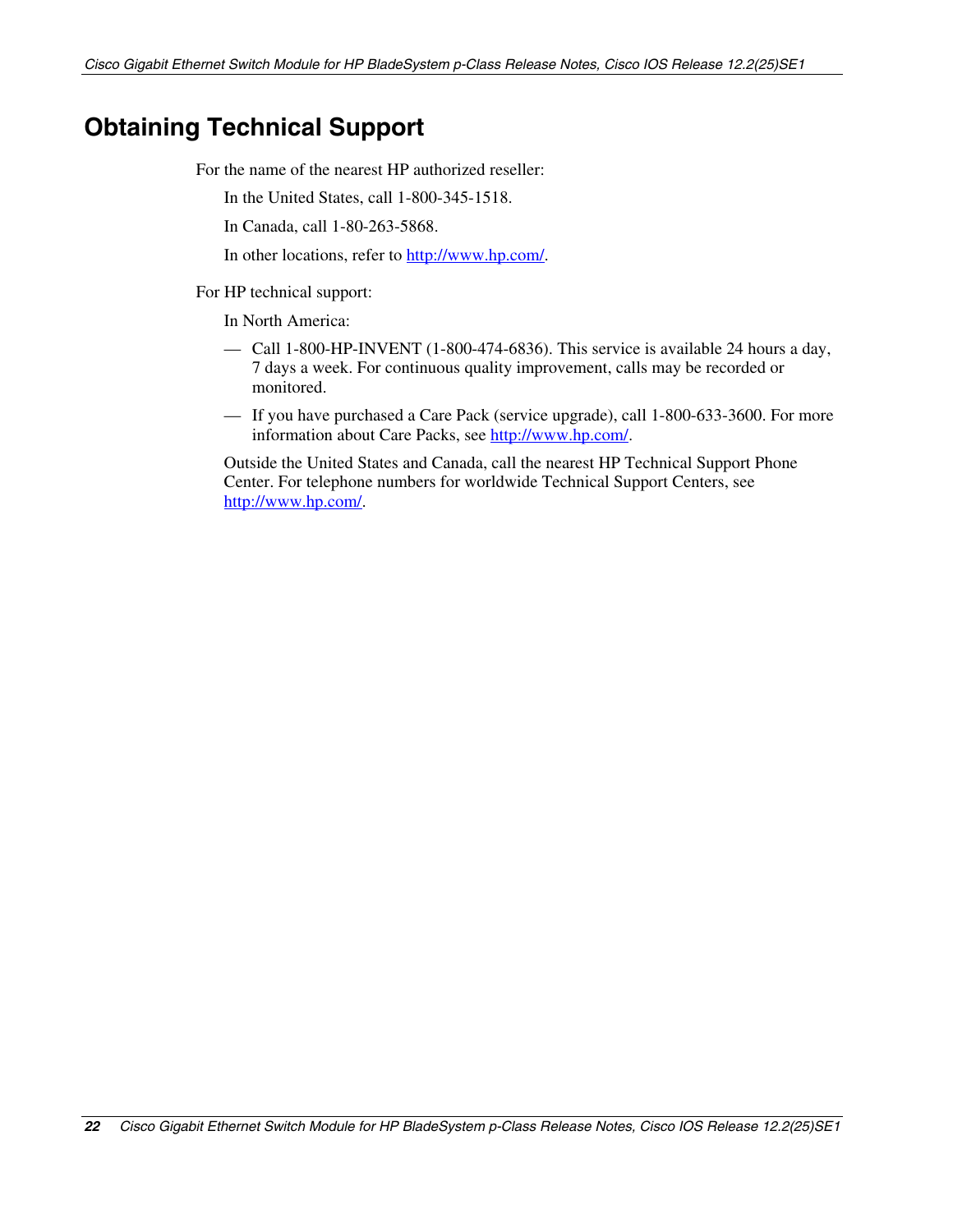## Obtaining Technical Support

For the name of the nearest HP authorized reseller:

In the United States, call 1-800-345-1518.

In Canada, call 1-80-263-5868.

In other locations, refer to http://www.hp.com/.

For HP technical support:

In North America:

- Call 1-800-HP-INVENT (1-800-474-6836). This service is available 24 hours a day, 7 days a week. For continuous quality improvement, calls may be recorded or monitored.
- If you have purchased a Care Pack (service upgrade), call 1-800-633-3600. For more information about Care Packs, see http://www.hp.com/.

Outside the United States and Canada, call the nearest HP Technical Support Phone Center. For telephone numbers for worldwide Technical Support Centers, see http://www.hp.com/.